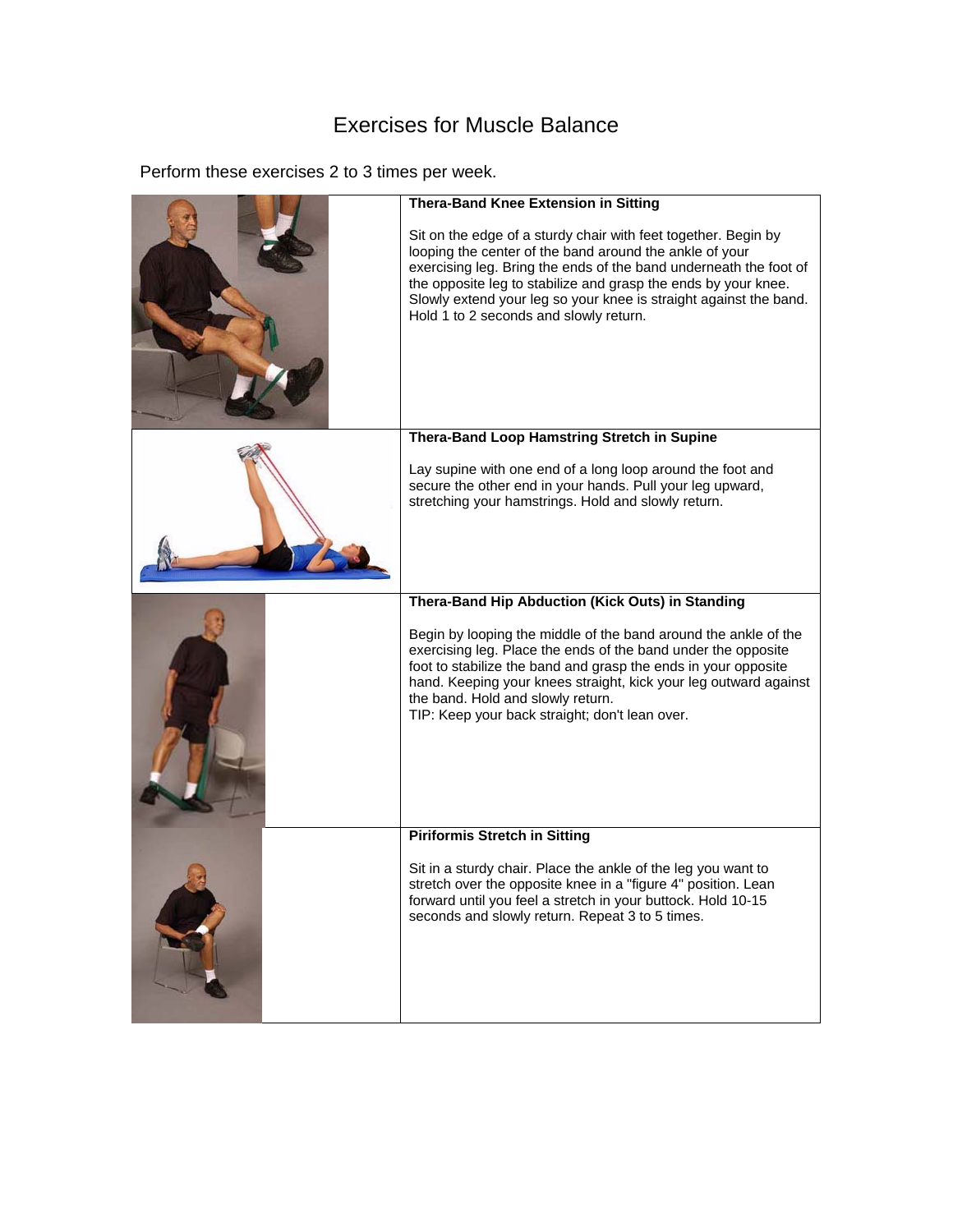# Exercises for Muscle Balance

Perform these exercises 2 to 3 times per week.

**Thera-Band Knee Extension in Sitting**

Sit on the edge of a sturdy chair with feet together. Begin by looping the center of the band around the ankle of your exercising leg. Bring the ends of the band underneath the foot of the opposite leg to stabilize and grasp the ends by your knee. Slowly extend your leg so your knee is straight against the band. Hold 1 to 2 seconds and slowly return.

**Thera-Band Loop Hamstring Stretch in Supine**

Lay supine with one end of a long loop around the foot and secure the other end in your hands. Pull your leg upward, stretching your hamstrings. Hold and slowly return.

**Thera-Band Hip Abduction (Kick Outs) in Standing**

Begin by looping the middle of the band around the ankle of the exercising leg. Place the ends of the band under the opposite foot to stabilize the band and grasp the ends in your opposite hand. Keeping your knees straight, kick your leg outward against the band. Hold and slowly return.
TIP: Keep your back straight; don't lean over.

**Piriformis Stretch in Sitting**

Sit in a sturdy chair. Place the ankle of the leg you want to stretch over the opposite knee in a "figure 4" position. Lean forward until you feel a stretch in your buttock. Hold 10-15 seconds and slowly return. Repeat 3 to 5 times.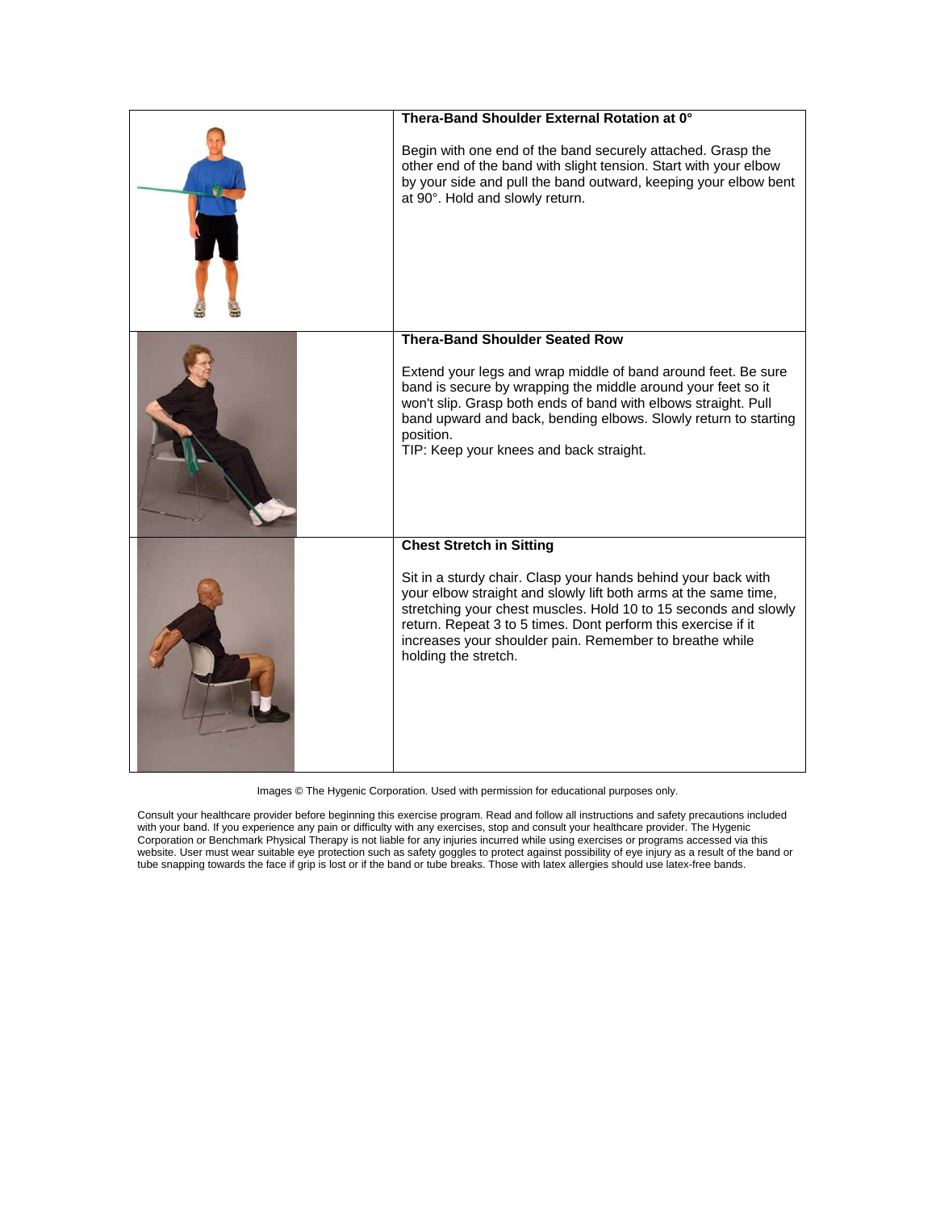### Thera-Band Shoulder External Rotation at 0°

Begin with one end of the band securely attached. Grasp the other end of the band with slight tension. Start with your elbow by your side and pull the band outward, keeping your elbow bent at 90°. Hold and slowly return.

### Thera-Band Shoulder Seated Row

Extend your legs and wrap middle of band around feet. Be sure band is secure by wrapping the middle around your feet so it won't slip. Grasp both ends of band with elbows straight. Pull band upward and back, bending elbows. Slowly return to starting position.
TIP: Keep your knees and back straight.

### Chest Stretch in Sitting

Sit in a sturdy chair. Clasp your hands behind your back with your elbow straight and slowly lift both arms at the same time, stretching your chest muscles. Hold 10 to 15 seconds and slowly return. Repeat 3 to 5 times. Dont perform this exercise if it increases your shoulder pain. Remember to breathe while holding the stretch.

Images © The Hygenic Corporation. Used with permission for educational purposes only.

Consult your healthcare provider before beginning this exercise program. Read and follow all instructions and safety precautions included with your band. If you experience any pain or difficulty with any exercises, stop and consult your healthcare provider. The Hygenic Corporation or Benchmark Physical Therapy is not liable for any injuries incurred while using exercises or programs accessed via this website. User must wear suitable eye protection such as safety goggles to protect against possibility of eye injury as a result of the band or tube snapping towards the face if grip is lost or if the band or tube breaks. Those with latex allergies should use latex-free bands.